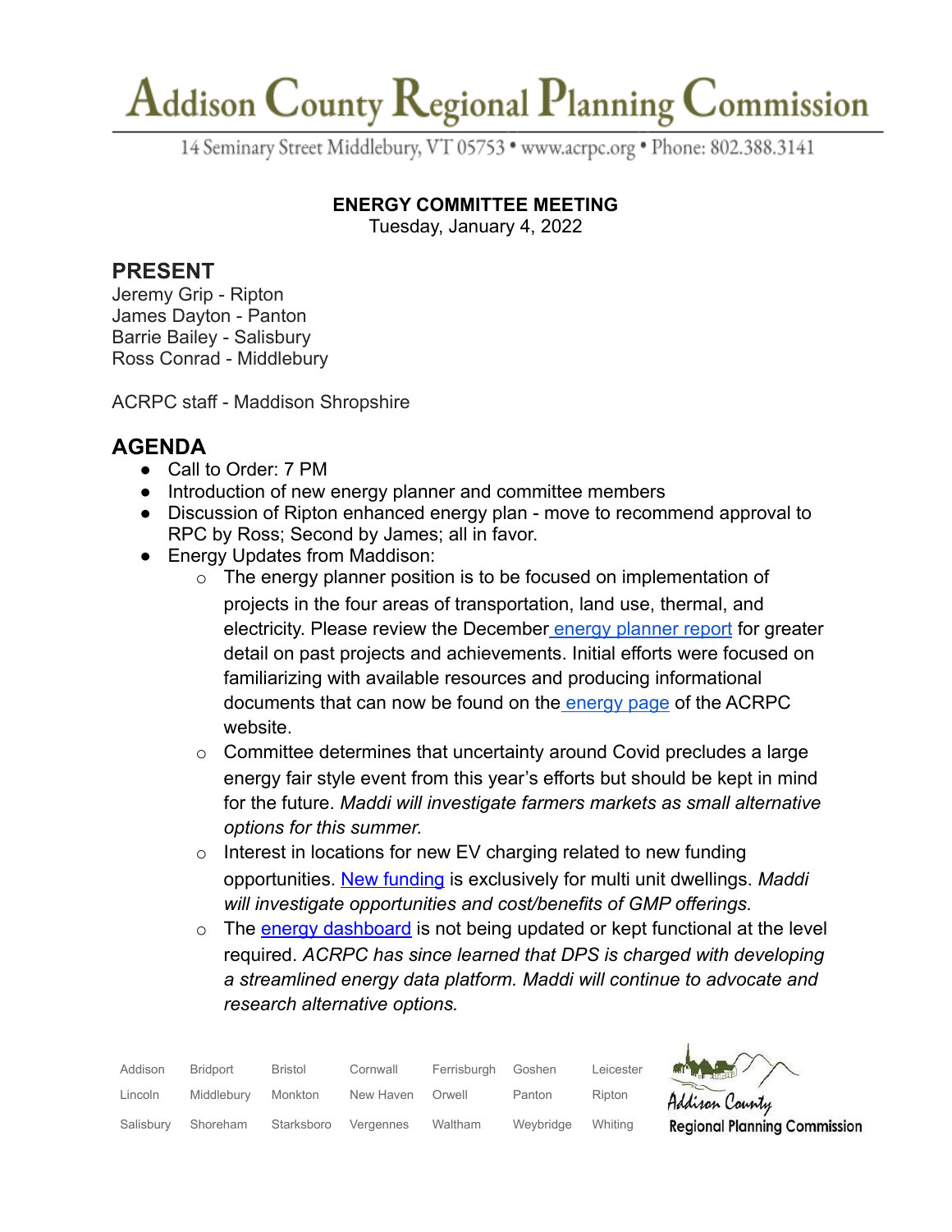# Addison County Regional Planning Commission

14 Seminary Street Middlebury, VT 05753 • www.acrpc.org • Phone: 802.388.3141

**ENERGY COMMITTEE MEETING**
Tuesday, January 4, 2022

## PRESENT

Jeremy Grip - Ripton
James Dayton - Panton
Barrie Bailey - Salisbury
Ross Conrad - Middlebury

ACRPC staff - Maddison Shropshire

## AGENDA

- Call to Order: 7 PM
- Introduction of new energy planner and committee members
- Discussion of Ripton enhanced energy plan - move to recommend approval to RPC by Ross; Second by James; all in favor.
- Energy Updates from Maddison:
  - The energy planner position is to be focused on implementation of projects in the four areas of transportation, land use, thermal, and electricity. Please review the December energy planner report for greater detail on past projects and achievements. Initial efforts were focused on familiarizing with available resources and producing informational documents that can now be found on the energy page of the ACRPC website.
  - Committee determines that uncertainty around Covid precludes a large energy fair style event from this year's efforts but should be kept in mind for the future. *Maddi will investigate farmers markets as small alternative options for this summer.*
  - Interest in locations for new EV charging related to new funding opportunities. New funding is exclusively for multi unit dwellings. *Maddi will investigate opportunities and cost/benefits of GMP offerings.*
  - The energy dashboard is not being updated or kept functional at the level required. *ACRPC has since learned that DPS is charged with developing a streamlined energy data platform. Maddi will continue to advocate and research alternative options.*

Addison Bridport Bristol Cornwall Ferrisburgh Goshen Leicester
Lincoln Middlebury Monkton New Haven Orwell Panton Ripton
Salisbury Shoreham Starksboro Vergennes Waltham Weybridge Whiting

Addison County Regional Planning Commission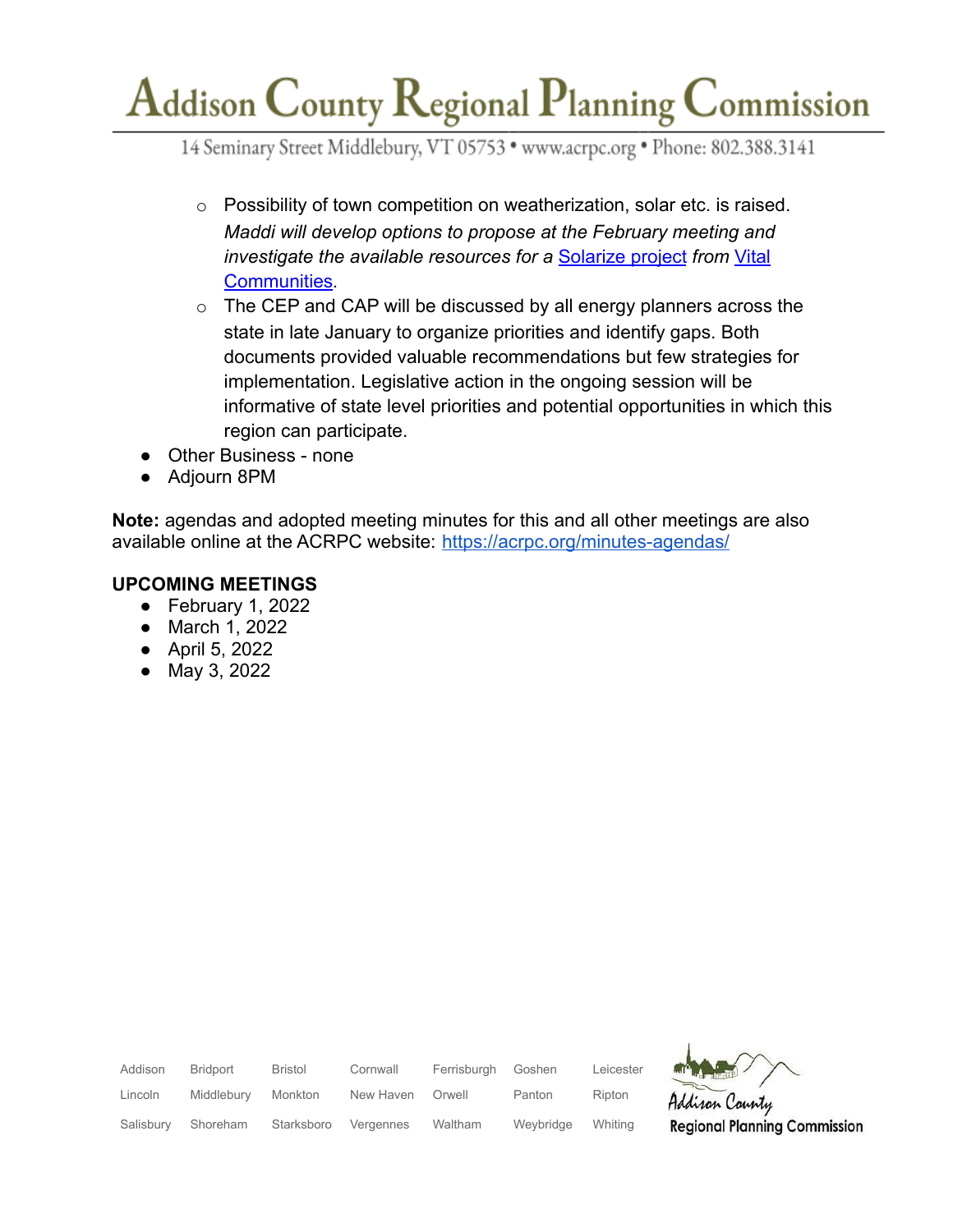- Possibility of town competition on weatherization, solar etc. is raised. *Maddi will develop options to propose at the February meeting and investigate the available resources for a Solarize project from Vital Communities*.
  - The CEP and CAP will be discussed by all energy planners across the state in late January to organize priorities and identify gaps. Both documents provided valuable recommendations but few strategies for implementation. Legislative action in the ongoing session will be informative of state level priorities and potential opportunities in which this region can participate.
- Other Business - none
- Adjourn 8PM

**Note:** agendas and adopted meeting minutes for this and all other meetings are also available online at the ACRPC website: https://acrpc.org/minutes-agendas/

**UPCOMING MEETINGS**

- February 1, 2022
- March 1, 2022
- April 5, 2022
- May 3, 2022